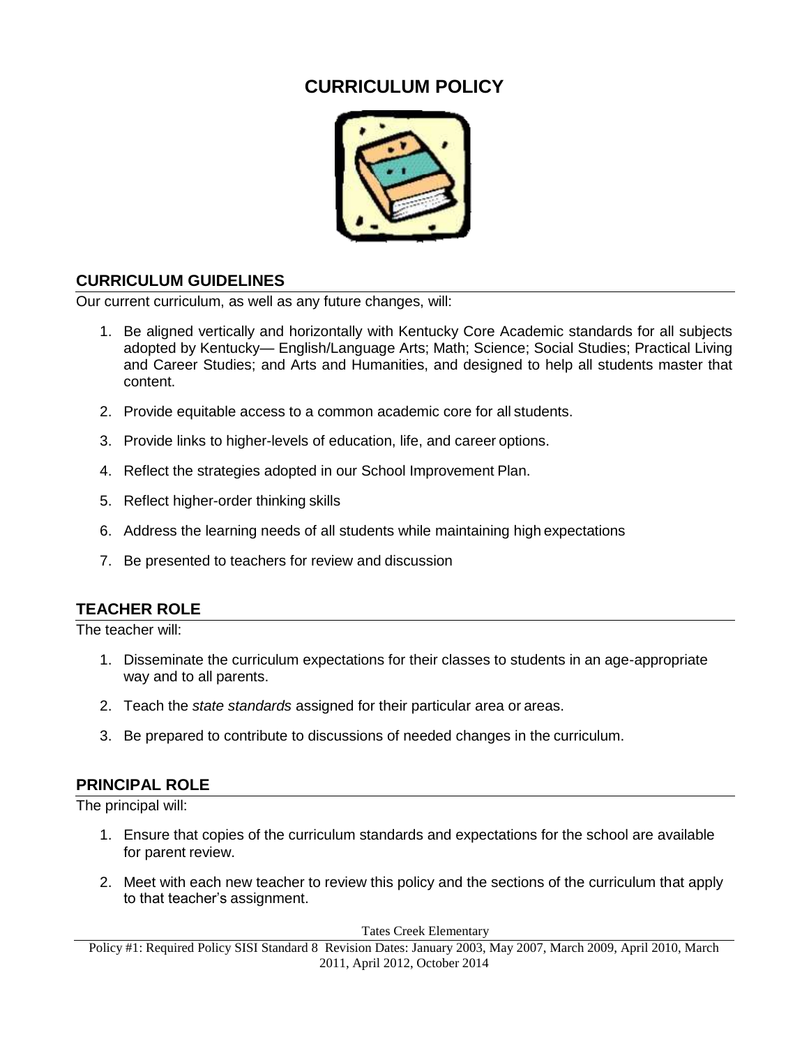# CURRICULUM POLICY

## CURRICULUM GUIDELINES

Our current curriculum, as well as any future changes, will:

1. Be aligned vertically and horizontally with Kentucky Core Academic standards for all subjects adopted by Kentucky— English/Language Arts; Math; Science; Social Studies; Practical Living and Career Studies; and Arts and Humanities, and designed to help all students master that content.
2. Provide equitable access to a common academic core for all students.
3. Provide links to higher-levels of education, life, and career options.
4. Reflect the strategies adopted in our School Improvement Plan.
5. Reflect higher-order thinking skills
6. Address the learning needs of all students while maintaining high expectations
7. Be presented to teachers for review and discussion

## TEACHER ROLE

The teacher will:

1. Disseminate the curriculum expectations for their classes to students in an age-appropriate way and to all parents.
2. Teach the *state standards* assigned for their particular area or areas.
3. Be prepared to contribute to discussions of needed changes in the curriculum.

## PRINCIPAL ROLE

The principal will:

1. Ensure that copies of the curriculum standards and expectations for the school are available for parent review.
2. Meet with each new teacher to review this policy and the sections of the curriculum that apply to that teacher's assignment.

Tates Creek Elementary

Policy #1: Required Policy SISI Standard 8 Revision Dates: January 2003, May 2007, March 2009, April 2010, March 2011, April 2012, October 2014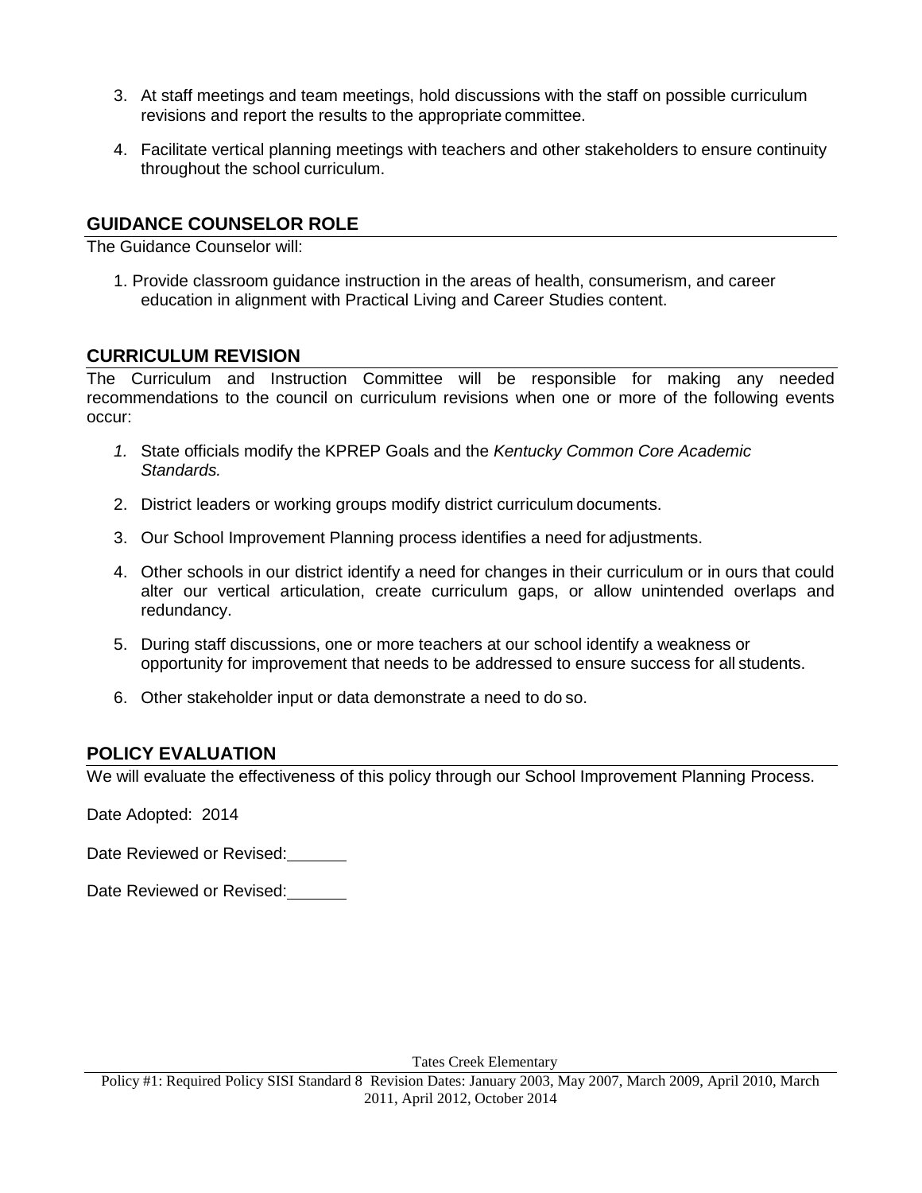3. At staff meetings and team meetings, hold discussions with the staff on possible curriculum revisions and report the results to the appropriate committee.

4. Facilitate vertical planning meetings with teachers and other stakeholders to ensure continuity throughout the school curriculum.

## GUIDANCE COUNSELOR ROLE

The Guidance Counselor will:

1. Provide classroom guidance instruction in the areas of health, consumerism, and career education in alignment with Practical Living and Career Studies content.

## CURRICULUM REVISION

The Curriculum and Instruction Committee will be responsible for making any needed recommendations to the council on curriculum revisions when one or more of the following events occur:

1. State officials modify the KPREP Goals and the *Kentucky Common Core Academic Standards.*

2. District leaders or working groups modify district curriculum documents.

3. Our School Improvement Planning process identifies a need for adjustments.

4. Other schools in our district identify a need for changes in their curriculum or in ours that could alter our vertical articulation, create curriculum gaps, or allow unintended overlaps and redundancy.

5. During staff discussions, one or more teachers at our school identify a weakness or opportunity for improvement that needs to be addressed to ensure success for all students.

6. Other stakeholder input or data demonstrate a need to do so.

## POLICY EVALUATION

We will evaluate the effectiveness of this policy through our School Improvement Planning Process.

Date Adopted: 2014

Date Reviewed or Revised: _______

Date Reviewed or Revised: _______